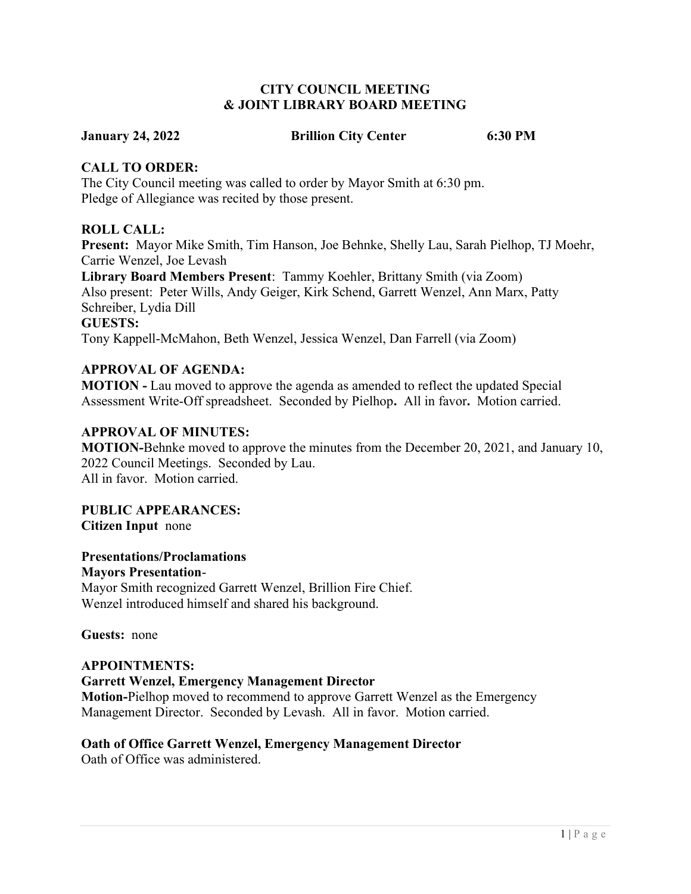# CITY COUNCIL MEETING
# & JOINT LIBRARY BOARD MEETING

**January 24, 2022** **Brillion City Center** **6:30 PM**

## CALL TO ORDER:

The City Council meeting was called to order by Mayor Smith at 6:30 pm.
Pledge of Allegiance was recited by those present.

## ROLL CALL:

**Present:** Mayor Mike Smith, Tim Hanson, Joe Behnke, Shelly Lau, Sarah Pielhop, TJ Moehr, Carrie Wenzel, Joe Levash

**Library Board Members Present**: Tammy Koehler, Brittany Smith (via Zoom)

Also present: Peter Wills, Andy Geiger, Kirk Schend, Garrett Wenzel, Ann Marx, Patty Schreiber, Lydia Dill

**GUESTS:**

Tony Kappell-McMahon, Beth Wenzel, Jessica Wenzel, Dan Farrell (via Zoom)

## APPROVAL OF AGENDA:

**MOTION -** Lau moved to approve the agenda as amended to reflect the updated Special Assessment Write-Off spreadsheet. Seconded by Pielhop**.** All in favor**.** Motion carried.

## APPROVAL OF MINUTES:

**MOTION-**Behnke moved to approve the minutes from the December 20, 2021, and January 10, 2022 Council Meetings. Seconded by Lau.
All in favor. Motion carried.

## PUBLIC APPEARANCES:

**Citizen Input** none

**Presentations/Proclamations**

**Mayors Presentation**-
Mayor Smith recognized Garrett Wenzel, Brillion Fire Chief.
Wenzel introduced himself and shared his background.

**Guests:** none

## APPOINTMENTS:

**Garrett Wenzel, Emergency Management Director**

**Motion-**Pielhop moved to recommend to approve Garrett Wenzel as the Emergency Management Director. Seconded by Levash. All in favor. Motion carried.

**Oath of Office Garrett Wenzel, Emergency Management Director**

Oath of Office was administered.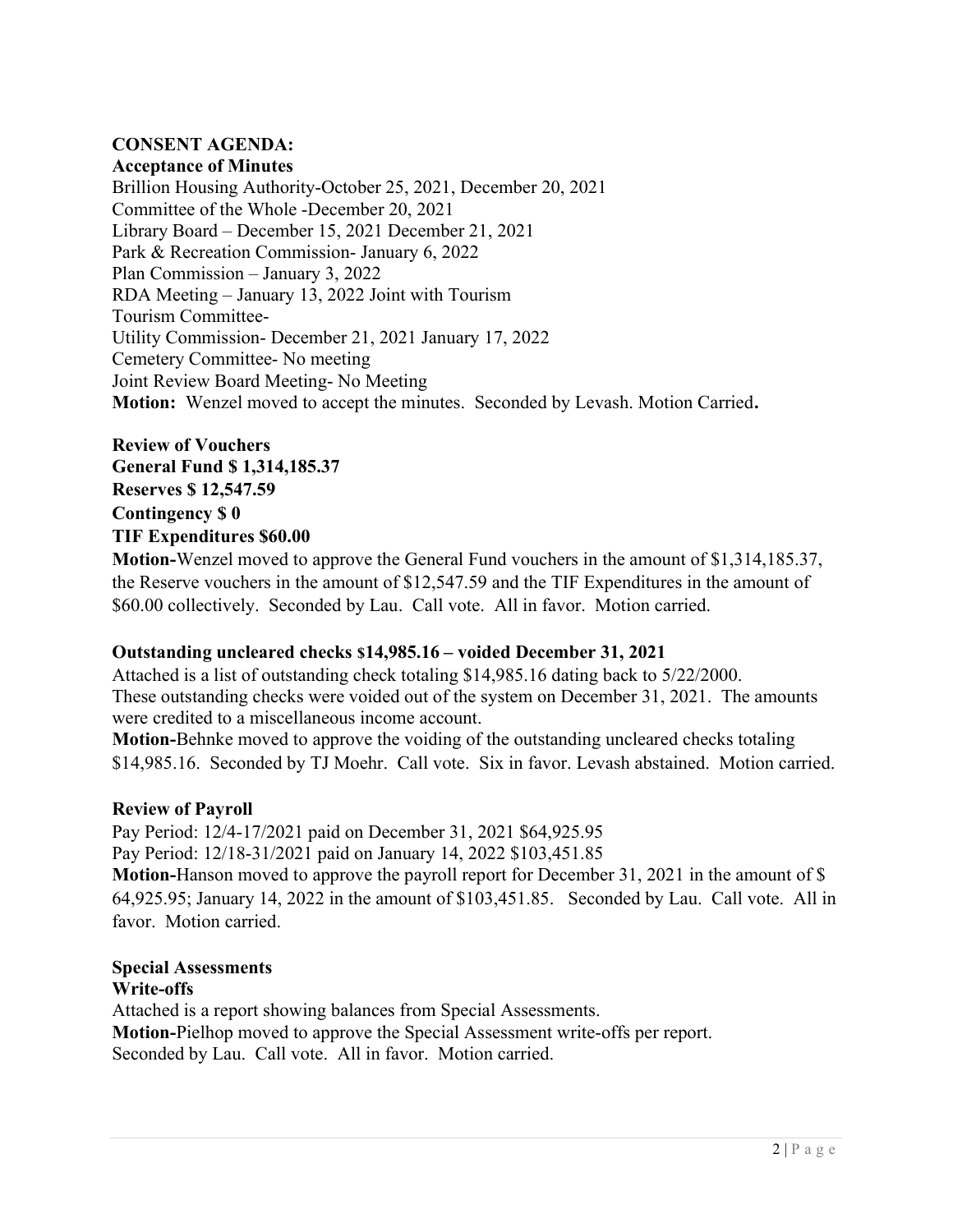**CONSENT AGENDA:**

**Acceptance of Minutes**

Brillion Housing Authority-October 25, 2021, December 20, 2021
Committee of the Whole -December 20, 2021
Library Board – December 15, 2021 December 21, 2021
Park & Recreation Commission- January 6, 2022
Plan Commission – January 3, 2022
RDA Meeting – January 13, 2022 Joint with Tourism
Tourism Committee-
Utility Commission- December 21, 2021 January 17, 2022
Cemetery Committee- No meeting
Joint Review Board Meeting- No Meeting

**Motion:** Wenzel moved to accept the minutes. Seconded by Levash. Motion Carried**.**

**Review of Vouchers**
**General Fund $ 1,314,185.37**
**Reserves $ 12,547.59**
**Contingency $ 0**
**TIF Expenditures $60.00**

**Motion-**Wenzel moved to approve the General Fund vouchers in the amount of $1,314,185.37, the Reserve vouchers in the amount of $12,547.59 and the TIF Expenditures in the amount of $60.00 collectively. Seconded by Lau. Call vote. All in favor. Motion carried.

**Outstanding uncleared checks $14,985.16 – voided December 31, 2021**

Attached is a list of outstanding check totaling $14,985.16 dating back to 5/22/2000. These outstanding checks were voided out of the system on December 31, 2021. The amounts were credited to a miscellaneous income account.

**Motion-**Behnke moved to approve the voiding of the outstanding uncleared checks totaling $14,985.16. Seconded by TJ Moehr. Call vote. Six in favor. Levash abstained. Motion carried.

**Review of Payroll**

Pay Period: 12/4-17/2021 paid on December 31, 2021 $64,925.95
Pay Period: 12/18-31/2021 paid on January 14, 2022 $103,451.85

**Motion-**Hanson moved to approve the payroll report for December 31, 2021 in the amount of $ 64,925.95; January 14, 2022 in the amount of $103,451.85. Seconded by Lau. Call vote. All in favor. Motion carried.

**Special Assessments**
**Write-offs**

Attached is a report showing balances from Special Assessments.

**Motion-**Pielhop moved to approve the Special Assessment write-offs per report. Seconded by Lau. Call vote. All in favor. Motion carried.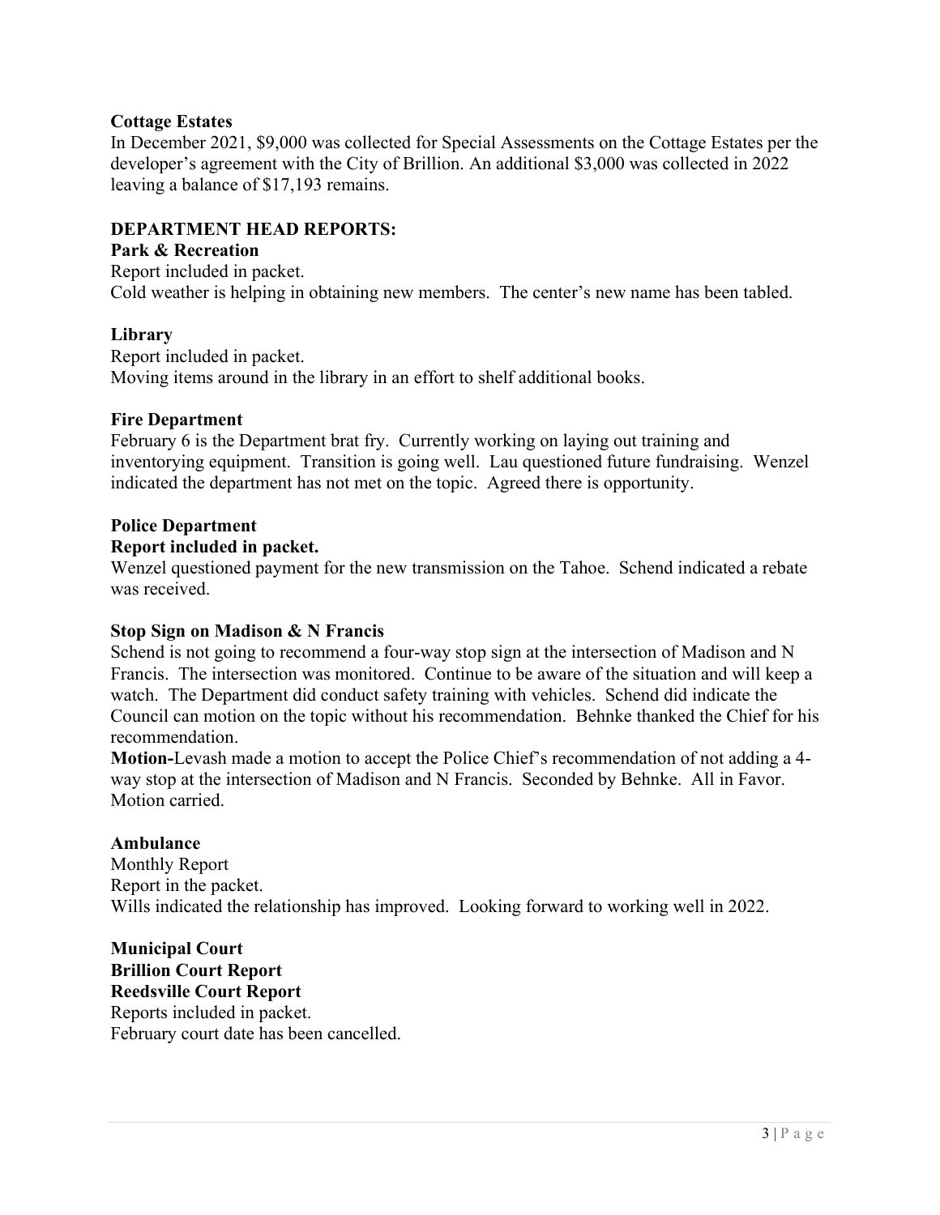**Cottage Estates**

In December 2021, $9,000 was collected for Special Assessments on the Cottage Estates per the developer's agreement with the City of Brillion. An additional $3,000 was collected in 2022 leaving a balance of $17,193 remains.

## DEPARTMENT HEAD REPORTS:

**Park & Recreation**

Report included in packet.
Cold weather is helping in obtaining new members. The center's new name has been tabled.

**Library**

Report included in packet.
Moving items around in the library in an effort to shelf additional books.

**Fire Department**

February 6 is the Department brat fry. Currently working on laying out training and inventorying equipment. Transition is going well. Lau questioned future fundraising. Wenzel indicated the department has not met on the topic. Agreed there is opportunity.

**Police Department**

**Report included in packet.**

Wenzel questioned payment for the new transmission on the Tahoe. Schend indicated a rebate was received.

**Stop Sign on Madison & N Francis**

Schend is not going to recommend a four-way stop sign at the intersection of Madison and N Francis. The intersection was monitored. Continue to be aware of the situation and will keep a watch. The Department did conduct safety training with vehicles. Schend did indicate the Council can motion on the topic without his recommendation. Behnke thanked the Chief for his recommendation.

**Motion-**Levash made a motion to accept the Police Chief's recommendation of not adding a 4-way stop at the intersection of Madison and N Francis. Seconded by Behnke. All in Favor. Motion carried.

**Ambulance**

Monthly Report
Report in the packet.
Wills indicated the relationship has improved. Looking forward to working well in 2022.

**Municipal Court**
**Brillion Court Report**
**Reedsville Court Report**

Reports included in packet.
February court date has been cancelled.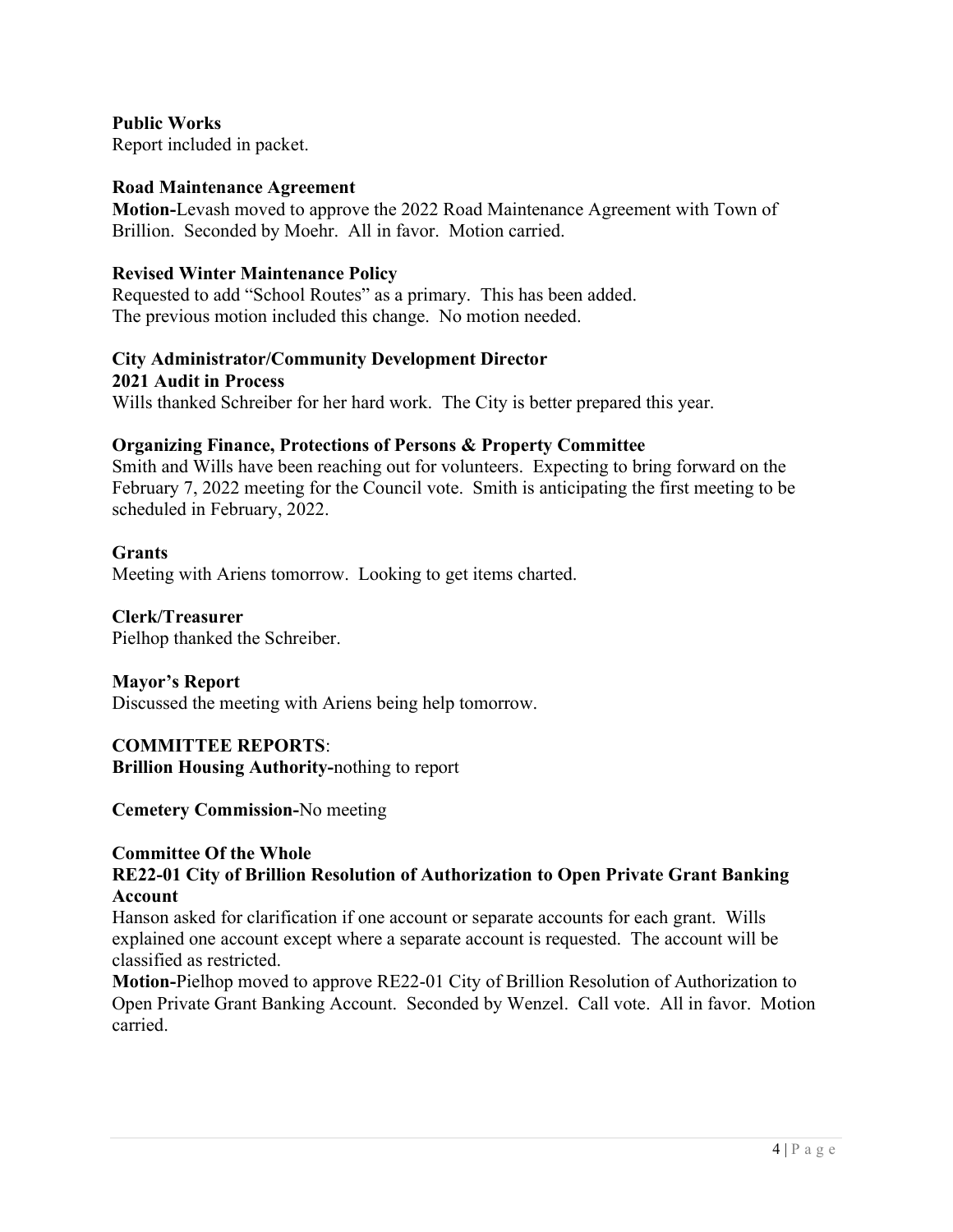**Public Works**
Report included in packet.

**Road Maintenance Agreement**
**Motion-**Levash moved to approve the 2022 Road Maintenance Agreement with Town of Brillion. Seconded by Moehr. All in favor. Motion carried.

**Revised Winter Maintenance Policy**
Requested to add "School Routes" as a primary. This has been added.
The previous motion included this change. No motion needed.

**City Administrator/Community Development Director**
**2021 Audit in Process**
Wills thanked Schreiber for her hard work. The City is better prepared this year.

**Organizing Finance, Protections of Persons & Property Committee**
Smith and Wills have been reaching out for volunteers. Expecting to bring forward on the February 7, 2022 meeting for the Council vote. Smith is anticipating the first meeting to be scheduled in February, 2022.

**Grants**
Meeting with Ariens tomorrow. Looking to get items charted.

**Clerk/Treasurer**
Pielhop thanked the Schreiber.

**Mayor's Report**
Discussed the meeting with Ariens being help tomorrow.

**COMMITTEE REPORTS**:
**Brillion Housing Authority-**nothing to report

**Cemetery Commission-**No meeting

**Committee Of the Whole**
**RE22-01 City of Brillion Resolution of Authorization to Open Private Grant Banking Account**
Hanson asked for clarification if one account or separate accounts for each grant. Wills explained one account except where a separate account is requested. The account will be classified as restricted.
**Motion-**Pielhop moved to approve RE22-01 City of Brillion Resolution of Authorization to Open Private Grant Banking Account. Seconded by Wenzel. Call vote. All in favor. Motion carried.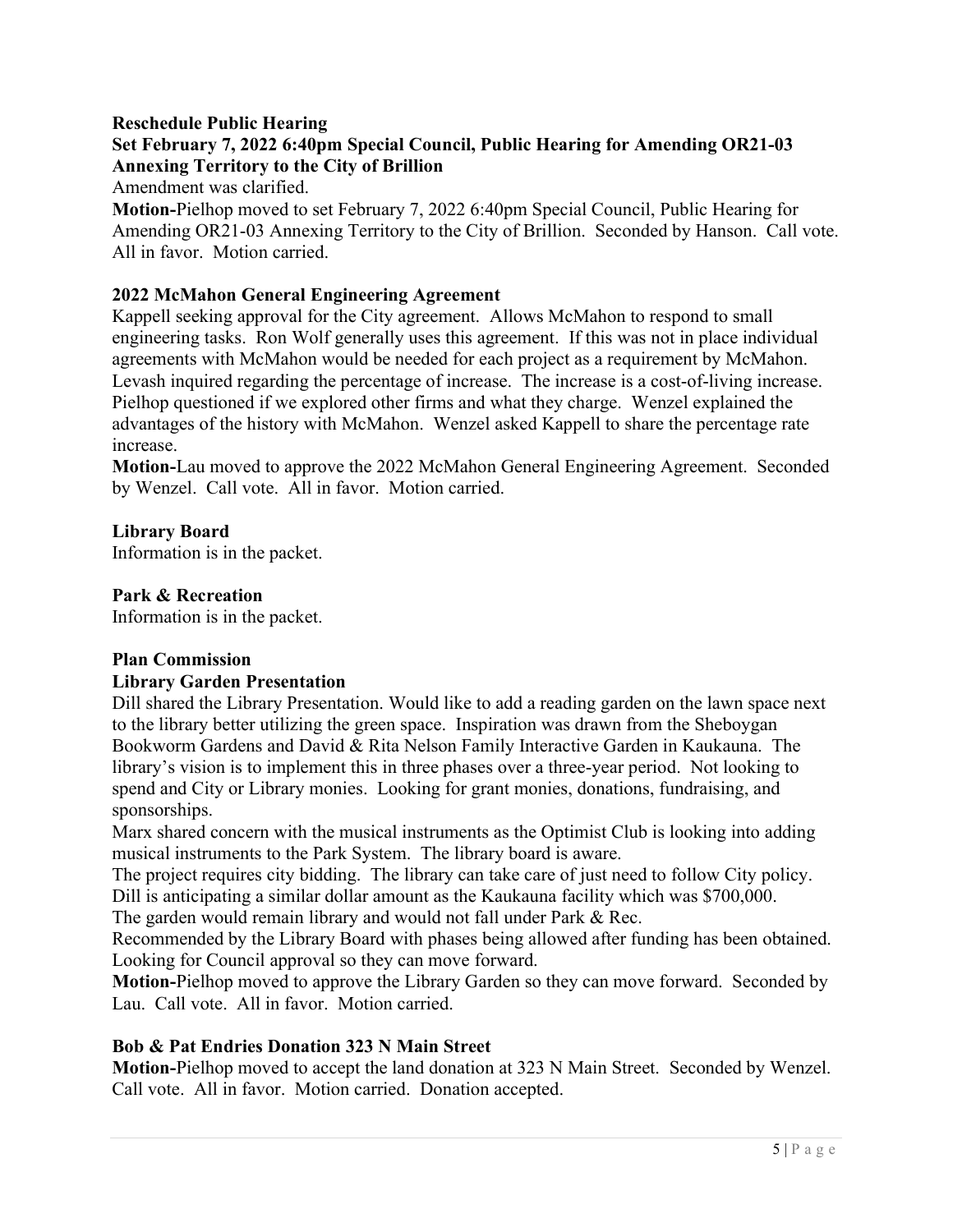**Reschedule Public Hearing**

**Set February 7, 2022 6:40pm Special Council, Public Hearing for Amending OR21-03 Annexing Territory to the City of Brillion**

Amendment was clarified.

**Motion-**Pielhop moved to set February 7, 2022 6:40pm Special Council, Public Hearing for Amending OR21-03 Annexing Territory to the City of Brillion. Seconded by Hanson. Call vote. All in favor. Motion carried.

**2022 McMahon General Engineering Agreement**

Kappell seeking approval for the City agreement. Allows McMahon to respond to small engineering tasks. Ron Wolf generally uses this agreement. If this was not in place individual agreements with McMahon would be needed for each project as a requirement by McMahon. Levash inquired regarding the percentage of increase. The increase is a cost-of-living increase. Pielhop questioned if we explored other firms and what they charge. Wenzel explained the advantages of the history with McMahon. Wenzel asked Kappell to share the percentage rate increase.

**Motion-**Lau moved to approve the 2022 McMahon General Engineering Agreement. Seconded by Wenzel. Call vote. All in favor. Motion carried.

**Library Board**

Information is in the packet.

**Park & Recreation**

Information is in the packet.

**Plan Commission**

**Library Garden Presentation**

Dill shared the Library Presentation. Would like to add a reading garden on the lawn space next to the library better utilizing the green space. Inspiration was drawn from the Sheboygan Bookworm Gardens and David & Rita Nelson Family Interactive Garden in Kaukauna. The library's vision is to implement this in three phases over a three-year period. Not looking to spend and City or Library monies. Looking for grant monies, donations, fundraising, and sponsorships.

Marx shared concern with the musical instruments as the Optimist Club is looking into adding musical instruments to the Park System. The library board is aware.

The project requires city bidding. The library can take care of just need to follow City policy.

Dill is anticipating a similar dollar amount as the Kaukauna facility which was $700,000.

The garden would remain library and would not fall under Park & Rec.

Recommended by the Library Board with phases being allowed after funding has been obtained.

Looking for Council approval so they can move forward.

**Motion-**Pielhop moved to approve the Library Garden so they can move forward. Seconded by Lau. Call vote. All in favor. Motion carried.

**Bob & Pat Endries Donation 323 N Main Street**

**Motion-**Pielhop moved to accept the land donation at 323 N Main Street. Seconded by Wenzel. Call vote. All in favor. Motion carried. Donation accepted.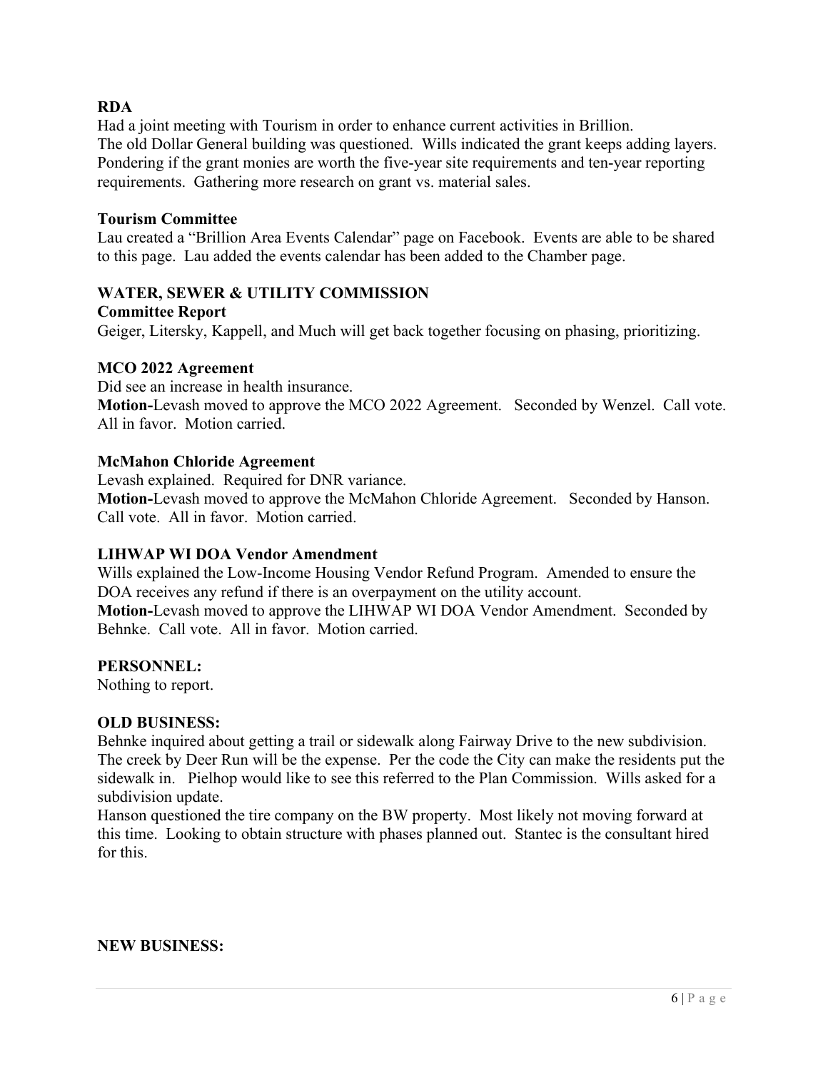**RDA**

Had a joint meeting with Tourism in order to enhance current activities in Brillion.
The old Dollar General building was questioned. Wills indicated the grant keeps adding layers. Pondering if the grant monies are worth the five-year site requirements and ten-year reporting requirements. Gathering more research on grant vs. material sales.

**Tourism Committee**

Lau created a "Brillion Area Events Calendar" page on Facebook. Events are able to be shared to this page. Lau added the events calendar has been added to the Chamber page.

**WATER, SEWER & UTILITY COMMISSION**

**Committee Report**

Geiger, Litersky, Kappell, and Much will get back together focusing on phasing, prioritizing.

**MCO 2022 Agreement**

Did see an increase in health insurance.
**Motion-**Levash moved to approve the MCO 2022 Agreement. Seconded by Wenzel. Call vote. All in favor. Motion carried.

**McMahon Chloride Agreement**

Levash explained. Required for DNR variance.
**Motion-**Levash moved to approve the McMahon Chloride Agreement. Seconded by Hanson. Call vote. All in favor. Motion carried.

**LIHWAP WI DOA Vendor Amendment**

Wills explained the Low-Income Housing Vendor Refund Program. Amended to ensure the DOA receives any refund if there is an overpayment on the utility account.
**Motion-**Levash moved to approve the LIHWAP WI DOA Vendor Amendment. Seconded by Behnke. Call vote. All in favor. Motion carried.

**PERSONNEL:**

Nothing to report.

**OLD BUSINESS:**

Behnke inquired about getting a trail or sidewalk along Fairway Drive to the new subdivision. The creek by Deer Run will be the expense. Per the code the City can make the residents put the sidewalk in. Pielhop would like to see this referred to the Plan Commission. Wills asked for a subdivision update.
Hanson questioned the tire company on the BW property. Most likely not moving forward at this time. Looking to obtain structure with phases planned out. Stantec is the consultant hired for this.

**NEW BUSINESS:**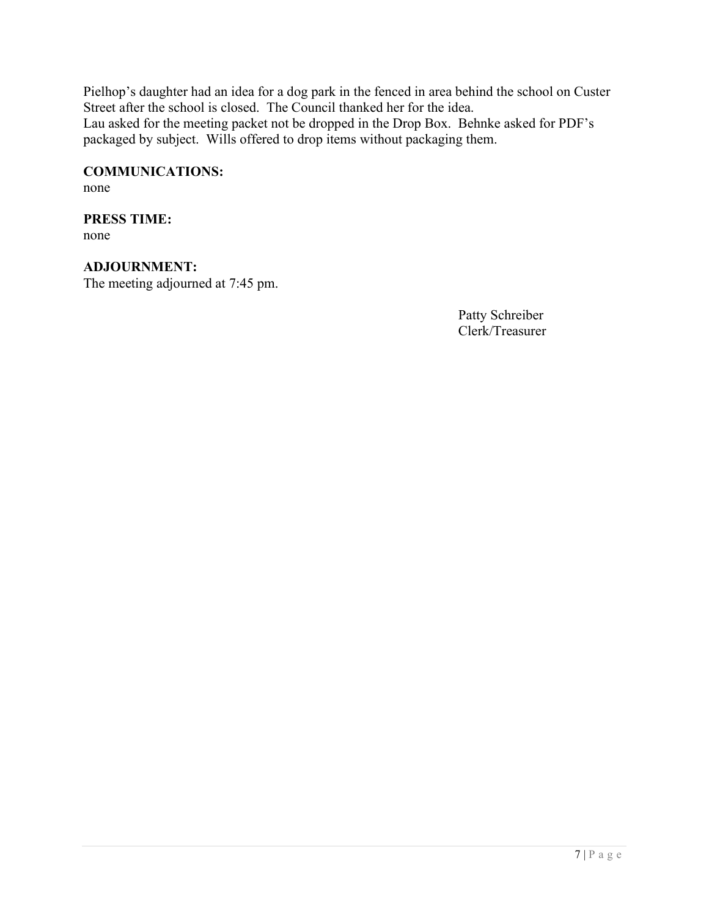Pielhop's daughter had an idea for a dog park in the fenced in area behind the school on Custer Street after the school is closed. The Council thanked her for the idea.
Lau asked for the meeting packet not be dropped in the Drop Box. Behnke asked for PDF's packaged by subject. Wills offered to drop items without packaging them.

**COMMUNICATIONS:**
none

**PRESS TIME:**
none

**ADJOURNMENT:**
The meeting adjourned at 7:45 pm.

Patty Schreiber
Clerk/Treasurer